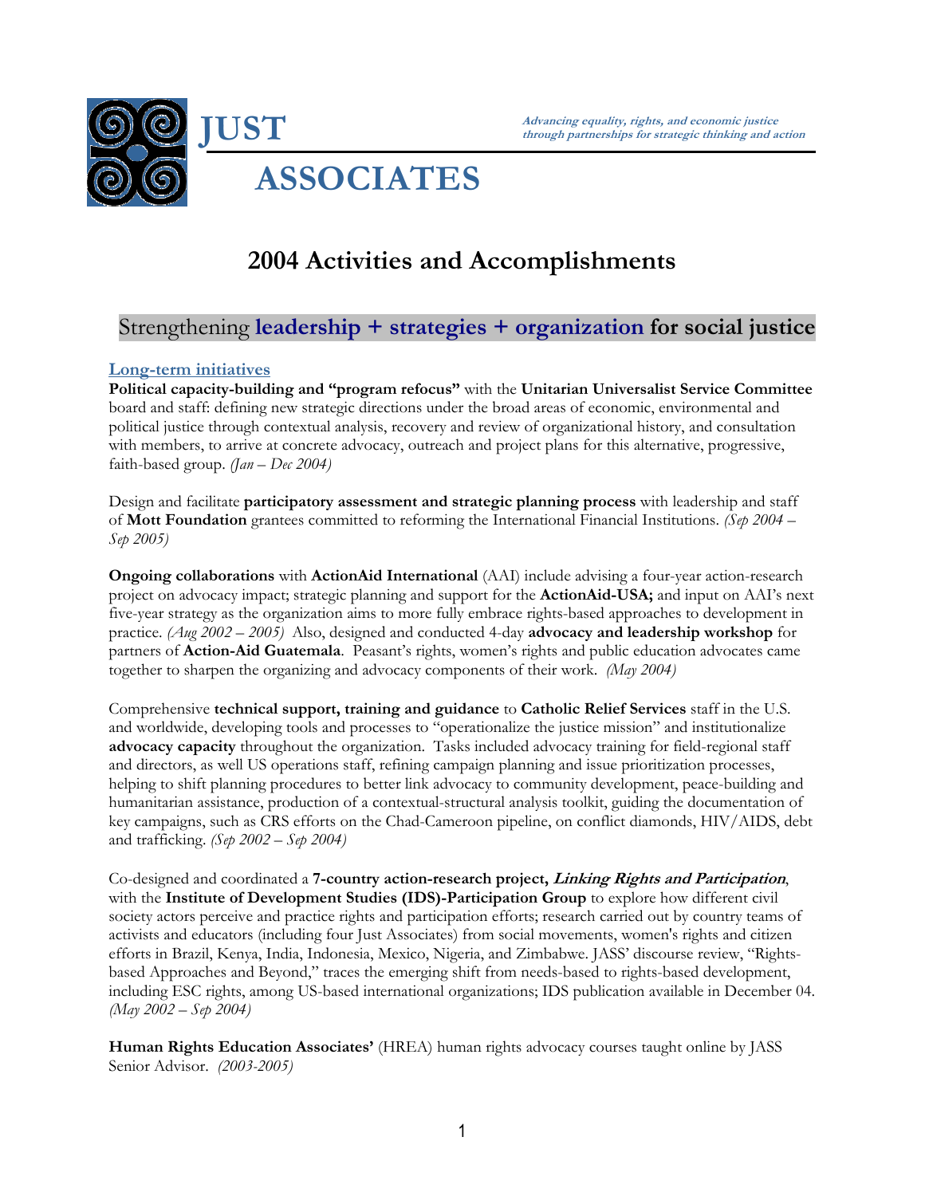# JUST ASSOCIATES

***Advancing equality, rights, and economic justice through partnerships for strategic thinking and action***

# 2004 Activities and Accomplishments

## Strengthening **leadership + strategies + organization for social justice**

### Long-term initiatives

**Political capacity-building and "program refocus"** with the **Unitarian Universalist Service Committee** board and staff: defining new strategic directions under the broad areas of economic, environmental and political justice through contextual analysis, recovery and review of organizational history, and consultation with members, to arrive at concrete advocacy, outreach and project plans for this alternative, progressive, faith-based group. *(Jan – Dec 2004)*

Design and facilitate **participatory assessment and strategic planning process** with leadership and staff of **Mott Foundation** grantees committed to reforming the International Financial Institutions. *(Sep 2004 – Sep 2005)*

**Ongoing collaborations** with **ActionAid International** (AAI) include advising a four-year action-research project on advocacy impact; strategic planning and support for the **ActionAid-USA;** and input on AAI's next five-year strategy as the organization aims to more fully embrace rights-based approaches to development in practice. *(Aug 2002 – 2005)* Also, designed and conducted 4-day **advocacy and leadership workshop** for partners of **Action-Aid Guatemala**. Peasant's rights, women's rights and public education advocates came together to sharpen the organizing and advocacy components of their work. *(May 2004)*

Comprehensive **technical support, training and guidance** to **Catholic Relief Services** staff in the U.S. and worldwide, developing tools and processes to "operationalize the justice mission" and institutionalize **advocacy capacity** throughout the organization. Tasks included advocacy training for field-regional staff and directors, as well US operations staff, refining campaign planning and issue prioritization processes, helping to shift planning procedures to better link advocacy to community development, peace-building and humanitarian assistance, production of a contextual-structural analysis toolkit, guiding the documentation of key campaigns, such as CRS efforts on the Chad-Cameroon pipeline, on conflict diamonds, HIV/AIDS, debt and trafficking. *(Sep 2002 – Sep 2004)*

Co-designed and coordinated a **7-country action-research project, *Linking Rights and Participation***, with the **Institute of Development Studies (IDS)-Participation Group** to explore how different civil society actors perceive and practice rights and participation efforts; research carried out by country teams of activists and educators (including four Just Associates) from social movements, women's rights and citizen efforts in Brazil, Kenya, India, Indonesia, Mexico, Nigeria, and Zimbabwe. JASS' discourse review, "Rights-based Approaches and Beyond," traces the emerging shift from needs-based to rights-based development, including ESC rights, among US-based international organizations; IDS publication available in December 04. *(May 2002 – Sep 2004)*

**Human Rights Education Associates'** (HREA) human rights advocacy courses taught online by JASS Senior Advisor. *(2003-2005)*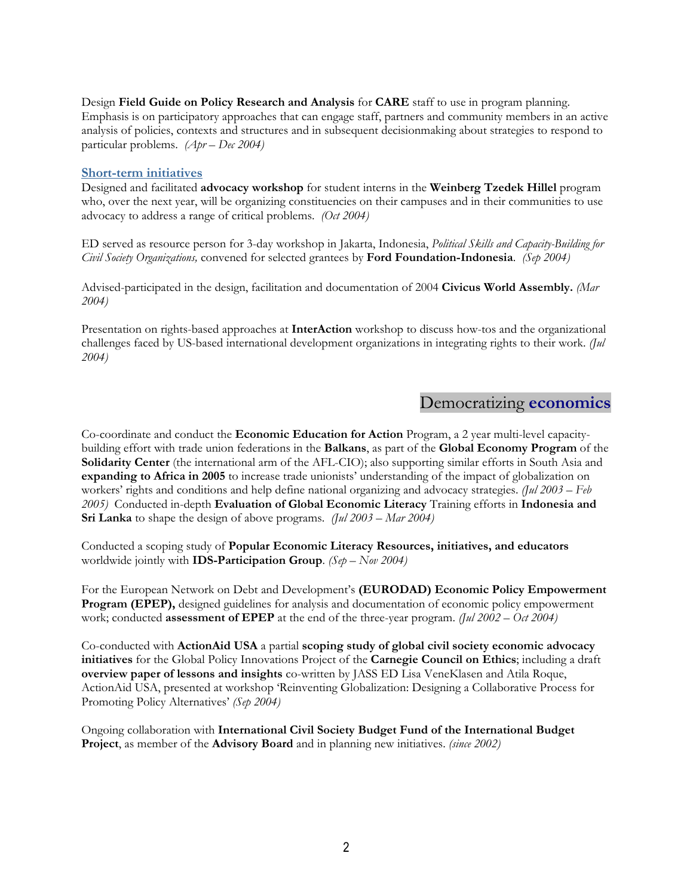Design **Field Guide on Policy Research and Analysis** for **CARE** staff to use in program planning. Emphasis is on participatory approaches that can engage staff, partners and community members in an active analysis of policies, contexts and structures and in subsequent decisionmaking about strategies to respond to particular problems. *(Apr – Dec 2004)*

### Short-term initiatives

Designed and facilitated **advocacy workshop** for student interns in the **Weinberg Tzedek Hillel** program who, over the next year, will be organizing constituencies on their campuses and in their communities to use advocacy to address a range of critical problems. *(Oct 2004)*

ED served as resource person for 3-day workshop in Jakarta, Indonesia, *Political Skills and Capacity-Building for Civil Society Organizations,* convened for selected grantees by **Ford Foundation-Indonesia**. *(Sep 2004)*

Advised-participated in the design, facilitation and documentation of 2004 **Civicus World Assembly.** *(Mar 2004)*

Presentation on rights-based approaches at **InterAction** workshop to discuss how-tos and the organizational challenges faced by US-based international development organizations in integrating rights to their work. *(Jul 2004)*

## Democratizing **economics**

Co-coordinate and conduct the **Economic Education for Action** Program, a 2 year multi-level capacity-building effort with trade union federations in the **Balkans**, as part of the **Global Economy Program** of the **Solidarity Center** (the international arm of the AFL-CIO); also supporting similar efforts in South Asia and **expanding to Africa in 2005** to increase trade unionists' understanding of the impact of globalization on workers' rights and conditions and help define national organizing and advocacy strategies. *(Jul 2003 – Feb 2005)* Conducted in-depth **Evaluation of Global Economic Literacy** Training efforts in **Indonesia and Sri Lanka** to shape the design of above programs. *(Jul 2003 – Mar 2004)*

Conducted a scoping study of **Popular Economic Literacy Resources, initiatives, and educators** worldwide jointly with **IDS-Participation Group**. *(Sep – Nov 2004)*

For the European Network on Debt and Development's **(EURODAD) Economic Policy Empowerment Program (EPEP),** designed guidelines for analysis and documentation of economic policy empowerment work; conducted **assessment of EPEP** at the end of the three-year program. *(Jul 2002 – Oct 2004)*

Co-conducted with **ActionAid USA** a partial **scoping study of global civil society economic advocacy initiatives** for the Global Policy Innovations Project of the **Carnegie Council on Ethics**; including a draft **overview paper of lessons and insights** co-written by JASS ED Lisa VeneKlasen and Atila Roque, ActionAid USA, presented at workshop 'Reinventing Globalization: Designing a Collaborative Process for Promoting Policy Alternatives' *(Sep 2004)*

Ongoing collaboration with **International Civil Society Budget Fund of the International Budget Project**, as member of the **Advisory Board** and in planning new initiatives. *(since 2002)*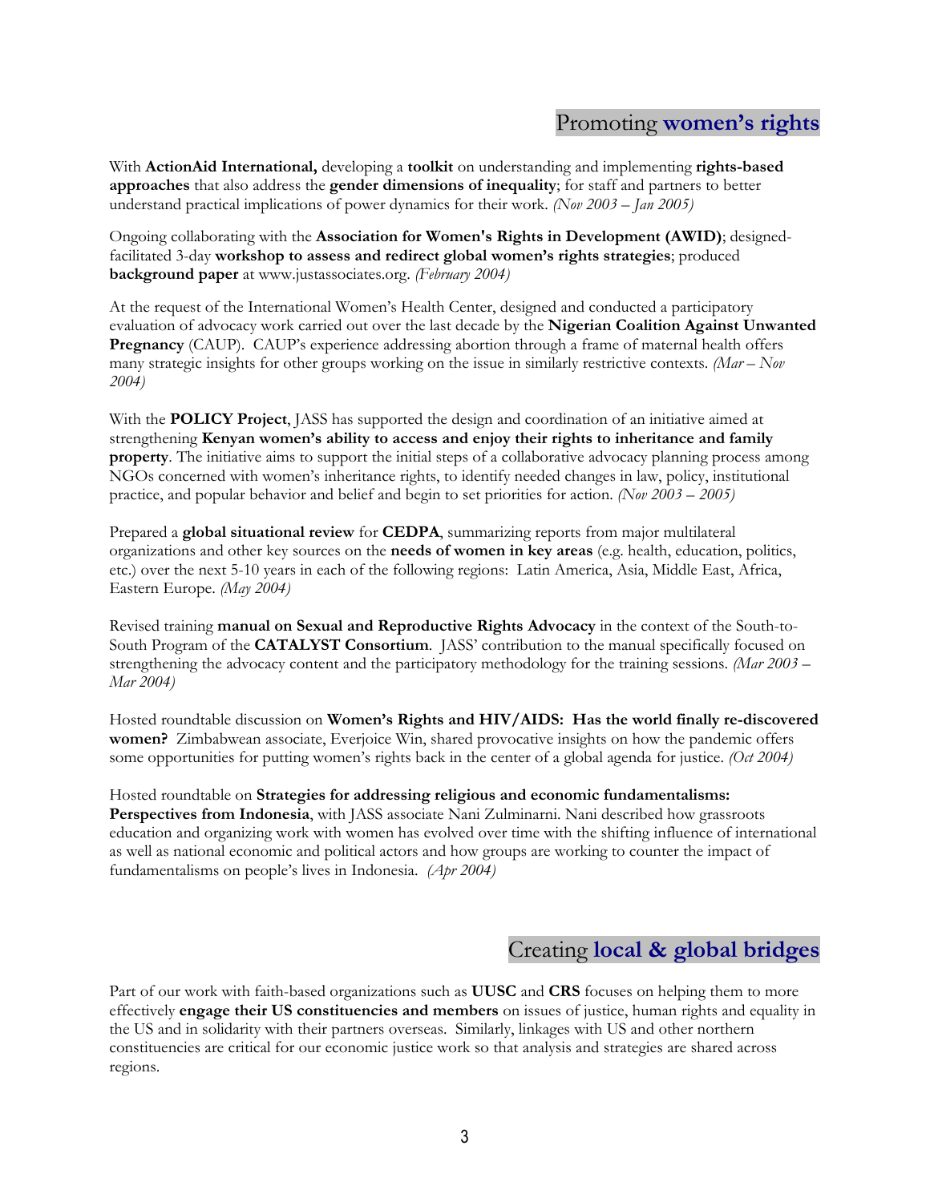## Promoting **women's rights**

With **ActionAid International,** developing a **toolkit** on understanding and implementing **rights-based approaches** that also address the **gender dimensions of inequality**; for staff and partners to better understand practical implications of power dynamics for their work. *(Nov 2003 – Jan 2005)*

Ongoing collaborating with the **Association for Women's Rights in Development (AWID)**; designed-facilitated 3-day **workshop to assess and redirect global women's rights strategies**; produced **background paper** at www.justassociates.org. *(February 2004)*

At the request of the International Women's Health Center, designed and conducted a participatory evaluation of advocacy work carried out over the last decade by the **Nigerian Coalition Against Unwanted Pregnancy** (CAUP). CAUP's experience addressing abortion through a frame of maternal health offers many strategic insights for other groups working on the issue in similarly restrictive contexts. *(Mar – Nov 2004)*

With the **POLICY Project**, JASS has supported the design and coordination of an initiative aimed at strengthening **Kenyan women's ability to access and enjoy their rights to inheritance and family property**. The initiative aims to support the initial steps of a collaborative advocacy planning process among NGOs concerned with women's inheritance rights, to identify needed changes in law, policy, institutional practice, and popular behavior and belief and begin to set priorities for action. *(Nov 2003 – 2005)*

Prepared a **global situational review** for **CEDPA**, summarizing reports from major multilateral organizations and other key sources on the **needs of women in key areas** (e.g. health, education, politics, etc.) over the next 5-10 years in each of the following regions: Latin America, Asia, Middle East, Africa, Eastern Europe. *(May 2004)*

Revised training **manual on Sexual and Reproductive Rights Advocacy** in the context of the South-to-South Program of the **CATALYST Consortium**. JASS' contribution to the manual specifically focused on strengthening the advocacy content and the participatory methodology for the training sessions. *(Mar 2003 – Mar 2004)*

Hosted roundtable discussion on **Women's Rights and HIV/AIDS: Has the world finally re-discovered women?** Zimbabwean associate, Everjoice Win, shared provocative insights on how the pandemic offers some opportunities for putting women's rights back in the center of a global agenda for justice. *(Oct 2004)*

Hosted roundtable on **Strategies for addressing religious and economic fundamentalisms: Perspectives from Indonesia**, with JASS associate Nani Zulminarni. Nani described how grassroots education and organizing work with women has evolved over time with the shifting influence of international as well as national economic and political actors and how groups are working to counter the impact of fundamentalisms on people's lives in Indonesia. *(Apr 2004)*

## Creating **local & global bridges**

Part of our work with faith-based organizations such as **UUSC** and **CRS** focuses on helping them to more effectively **engage their US constituencies and members** on issues of justice, human rights and equality in the US and in solidarity with their partners overseas. Similarly, linkages with US and other northern constituencies are critical for our economic justice work so that analysis and strategies are shared across regions.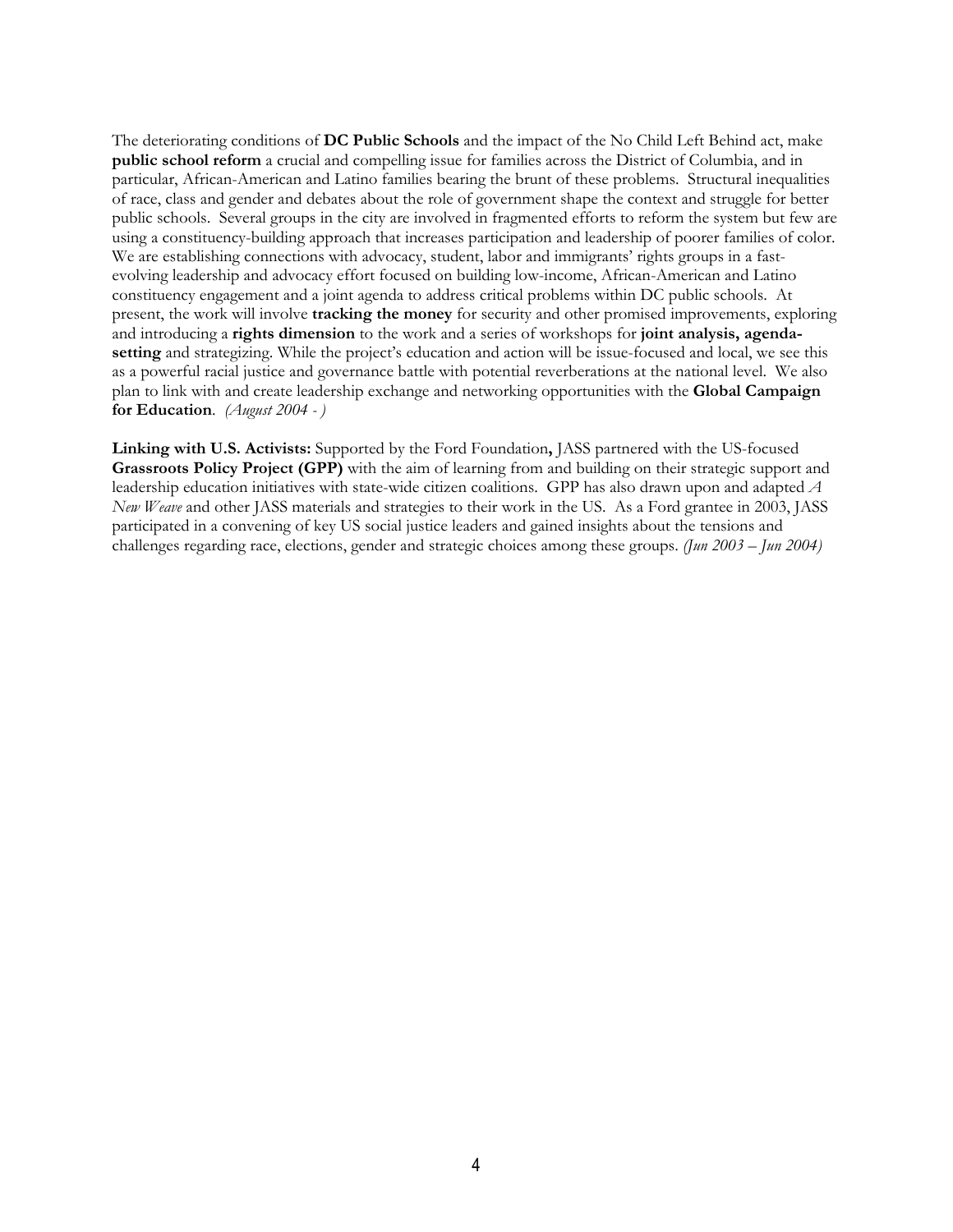The deteriorating conditions of **DC Public Schools** and the impact of the No Child Left Behind act, make **public school reform** a crucial and compelling issue for families across the District of Columbia, and in particular, African-American and Latino families bearing the brunt of these problems. Structural inequalities of race, class and gender and debates about the role of government shape the context and struggle for better public schools. Several groups in the city are involved in fragmented efforts to reform the system but few are using a constituency-building approach that increases participation and leadership of poorer families of color. We are establishing connections with advocacy, student, labor and immigrants' rights groups in a fast-evolving leadership and advocacy effort focused on building low-income, African-American and Latino constituency engagement and a joint agenda to address critical problems within DC public schools. At present, the work will involve **tracking the money** for security and other promised improvements, exploring and introducing a **rights dimension** to the work and a series of workshops for **joint analysis, agenda-setting** and strategizing. While the project's education and action will be issue-focused and local, we see this as a powerful racial justice and governance battle with potential reverberations at the national level. We also plan to link with and create leadership exchange and networking opportunities with the **Global Campaign for Education**. *(August 2004 - )*

**Linking with U.S. Activists:** Supported by the Ford Foundation**,** JASS partnered with the US-focused **Grassroots Policy Project (GPP)** with the aim of learning from and building on their strategic support and leadership education initiatives with state-wide citizen coalitions. GPP has also drawn upon and adapted *A New Weave* and other JASS materials and strategies to their work in the US. As a Ford grantee in 2003, JASS participated in a convening of key US social justice leaders and gained insights about the tensions and challenges regarding race, elections, gender and strategic choices among these groups. *(Jun 2003 – Jun 2004)*